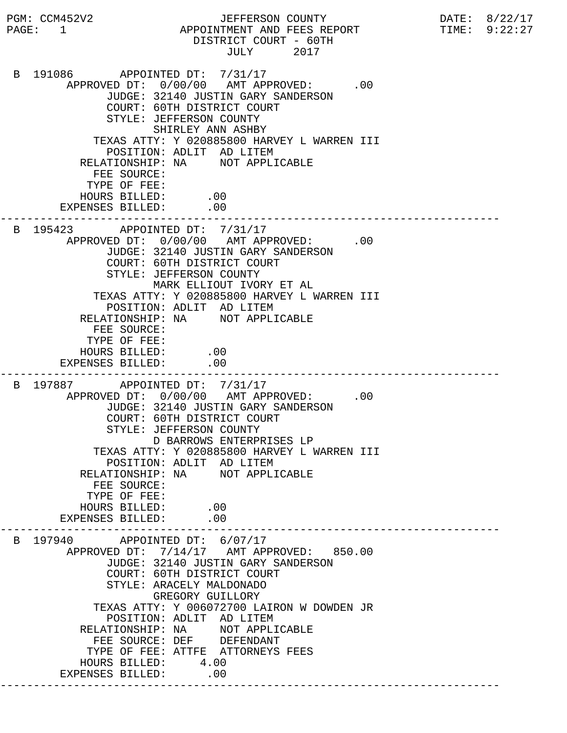PGM: CCM452V2 JEFFERSON COUNTY DATE: 8/22/17
PAGE: 1 APPOINTMENT AND FEES REPORT TIME: 9:22:27

DISTRICT COURT - 60TH
JULY 2017

```
B 191086       APPOINTED DT:  7/31/17
      APPROVED DT:  0/00/00   AMT APPROVED:       .00
            JUDGE: 32140 JUSTIN GARY SANDERSON
            COURT: 60TH DISTRICT COURT
            STYLE: JEFFERSON COUNTY
                   SHIRLEY ANN ASHBY
       TEXAS ATTY: Y 020885800 HARVEY L WARREN III
         POSITION: ADLIT  AD LITEM
     RELATIONSHIP: NA     NOT APPLICABLE
       FEE SOURCE:
      TYPE OF FEE:
     HOURS BILLED:       .00
  EXPENSES BILLED:       .00
---------------------------------------------------------------------------
B 195423       APPOINTED DT:  7/31/17
      APPROVED DT:  0/00/00   AMT APPROVED:       .00
            JUDGE: 32140 JUSTIN GARY SANDERSON
            COURT: 60TH DISTRICT COURT
            STYLE: JEFFERSON COUNTY
                   MARK ELLIOUT IVORY ET AL
       TEXAS ATTY: Y 020885800 HARVEY L WARREN III
         POSITION: ADLIT  AD LITEM
     RELATIONSHIP: NA     NOT APPLICABLE
       FEE SOURCE:
      TYPE OF FEE:
     HOURS BILLED:       .00
  EXPENSES BILLED:       .00
---------------------------------------------------------------------------
B 197887       APPOINTED DT:  7/31/17
      APPROVED DT:  0/00/00   AMT APPROVED:       .00
            JUDGE: 32140 JUSTIN GARY SANDERSON
            COURT: 60TH DISTRICT COURT
            STYLE: JEFFERSON COUNTY
                   D BARROWS ENTERPRISES LP
       TEXAS ATTY: Y 020885800 HARVEY L WARREN III
         POSITION: ADLIT  AD LITEM
     RELATIONSHIP: NA     NOT APPLICABLE
       FEE SOURCE:
      TYPE OF FEE:
     HOURS BILLED:       .00
  EXPENSES BILLED:       .00
---------------------------------------------------------------------------
B 197940       APPOINTED DT:  6/07/17
      APPROVED DT:  7/14/17   AMT APPROVED:    850.00
            JUDGE: 32140 JUSTIN GARY SANDERSON
            COURT: 60TH DISTRICT COURT
            STYLE: ARACELY MALDONADO
                   GREGORY GUILLORY
       TEXAS ATTY: Y 006072700 LAIRON W DOWDEN JR
         POSITION: ADLIT  AD LITEM
     RELATIONSHIP: NA     NOT APPLICABLE
       FEE SOURCE: DEF    DEFENDANT
      TYPE OF FEE: ATTFE  ATTORNEYS FEES
     HOURS BILLED:      4.00
  EXPENSES BILLED:       .00
---------------------------------------------------------------------------
```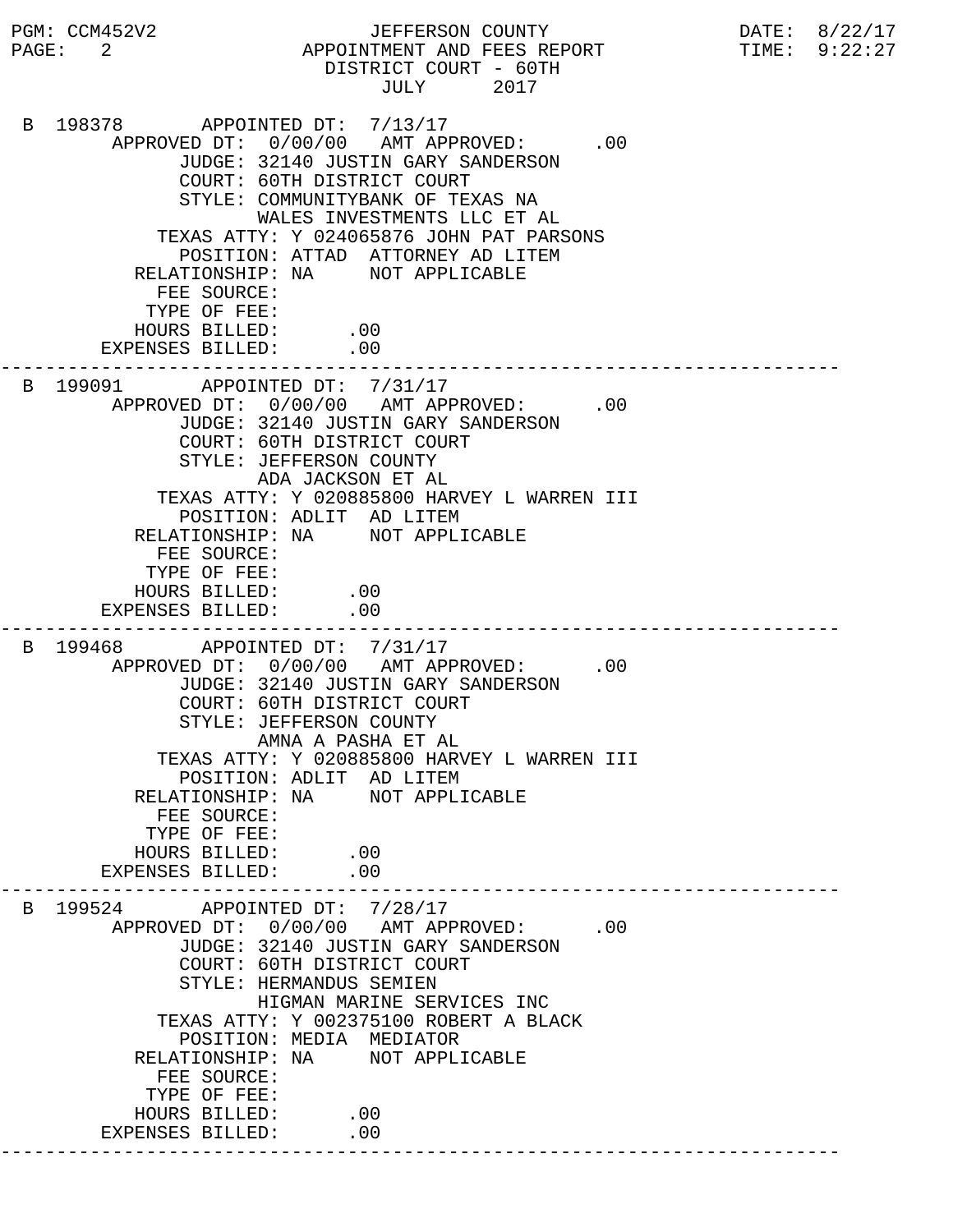PGM: CCM452V2 — JEFFERSON COUNTY — DATE: 8/22/17

APPOINTMENT AND FEES REPORT — TIME: 9:22:27

DISTRICT COURT - 60TH

JULY 2017

```
 B 198378       APPOINTED DT:  7/13/17
        APPROVED DT:  0/00/00   AMT APPROVED:       .00
              JUDGE: 32140 JUSTIN GARY SANDERSON
              COURT: 60TH DISTRICT COURT
              STYLE: COMMUNITYBANK OF TEXAS NA
                     WALES INVESTMENTS LLC ET AL
            TEXAS ATTY: Y 024065876 JOHN PAT PARSONS
              POSITION: ATTAD  ATTORNEY AD LITEM
          RELATIONSHIP: NA     NOT APPLICABLE
            FEE SOURCE:
           TYPE OF FEE:
          HOURS BILLED:      .00
       EXPENSES BILLED:      .00
---------------------------------------------------------------------------
 B 199091       APPOINTED DT:  7/31/17
        APPROVED DT:  0/00/00   AMT APPROVED:       .00
              JUDGE: 32140 JUSTIN GARY SANDERSON
              COURT: 60TH DISTRICT COURT
              STYLE: JEFFERSON COUNTY
                     ADA JACKSON ET AL
            TEXAS ATTY: Y 020885800 HARVEY L WARREN III
              POSITION: ADLIT  AD LITEM
          RELATIONSHIP: NA     NOT APPLICABLE
            FEE SOURCE:
           TYPE OF FEE:
          HOURS BILLED:      .00
       EXPENSES BILLED:      .00
---------------------------------------------------------------------------
 B 199468       APPOINTED DT:  7/31/17
        APPROVED DT:  0/00/00   AMT APPROVED:       .00
              JUDGE: 32140 JUSTIN GARY SANDERSON
              COURT: 60TH DISTRICT COURT
              STYLE: JEFFERSON COUNTY
                     AMNA A PASHA ET AL
            TEXAS ATTY: Y 020885800 HARVEY L WARREN III
              POSITION: ADLIT  AD LITEM
          RELATIONSHIP: NA     NOT APPLICABLE
            FEE SOURCE:
           TYPE OF FEE:
          HOURS BILLED:      .00
       EXPENSES BILLED:      .00
---------------------------------------------------------------------------
 B 199524       APPOINTED DT:  7/28/17
        APPROVED DT:  0/00/00   AMT APPROVED:       .00
              JUDGE: 32140 JUSTIN GARY SANDERSON
              COURT: 60TH DISTRICT COURT
              STYLE: HERMANDUS SEMIEN
                     HIGMAN MARINE SERVICES INC
            TEXAS ATTY: Y 002375100 ROBERT A BLACK
              POSITION: MEDIA  MEDIATOR
          RELATIONSHIP: NA     NOT APPLICABLE
            FEE SOURCE:
           TYPE OF FEE:
          HOURS BILLED:      .00
       EXPENSES BILLED:      .00
---------------------------------------------------------------------------
```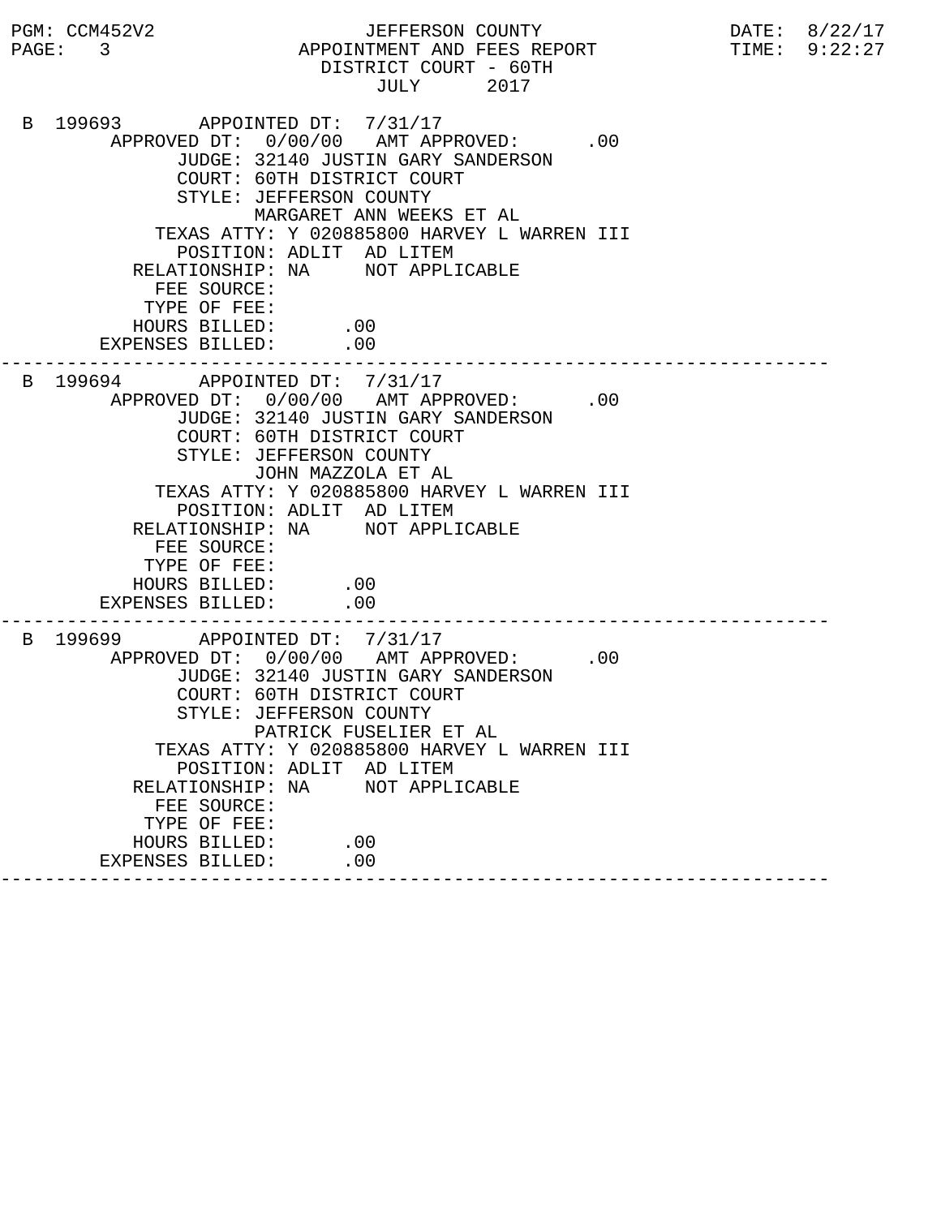PGM: CCM452V2 JEFFERSON COUNTY DATE: 8/22/17
PAGE: 3 APPOINTMENT AND FEES REPORT TIME: 9:22:27
DISTRICT COURT - 60TH
JULY 2017

```
 B 199693       APPOINTED DT:  7/31/17
        APPROVED DT:  0/00/00   AMT APPROVED:      .00
              JUDGE: 32140 JUSTIN GARY SANDERSON
              COURT: 60TH DISTRICT COURT
              STYLE: JEFFERSON COUNTY
                     MARGARET ANN WEEKS ET AL
            TEXAS ATTY: Y 020885800 HARVEY L WARREN III
              POSITION: ADLIT  AD LITEM
          RELATIONSHIP: NA     NOT APPLICABLE
            FEE SOURCE:
           TYPE OF FEE:
          HOURS BILLED:      .00
        EXPENSES BILLED:      .00
---------------------------------------------------------------------------
 B 199694       APPOINTED DT:  7/31/17
        APPROVED DT:  0/00/00   AMT APPROVED:      .00
              JUDGE: 32140 JUSTIN GARY SANDERSON
              COURT: 60TH DISTRICT COURT
              STYLE: JEFFERSON COUNTY
                     JOHN MAZZOLA ET AL
            TEXAS ATTY: Y 020885800 HARVEY L WARREN III
              POSITION: ADLIT  AD LITEM
          RELATIONSHIP: NA     NOT APPLICABLE
            FEE SOURCE:
           TYPE OF FEE:
          HOURS BILLED:      .00
        EXPENSES BILLED:      .00
---------------------------------------------------------------------------
 B 199699       APPOINTED DT:  7/31/17
        APPROVED DT:  0/00/00   AMT APPROVED:      .00
              JUDGE: 32140 JUSTIN GARY SANDERSON
              COURT: 60TH DISTRICT COURT
              STYLE: JEFFERSON COUNTY
                     PATRICK FUSELIER ET AL
            TEXAS ATTY: Y 020885800 HARVEY L WARREN III
              POSITION: ADLIT  AD LITEM
          RELATIONSHIP: NA     NOT APPLICABLE
            FEE SOURCE:
           TYPE OF FEE:
          HOURS BILLED:      .00
        EXPENSES BILLED:      .00
---------------------------------------------------------------------------
```